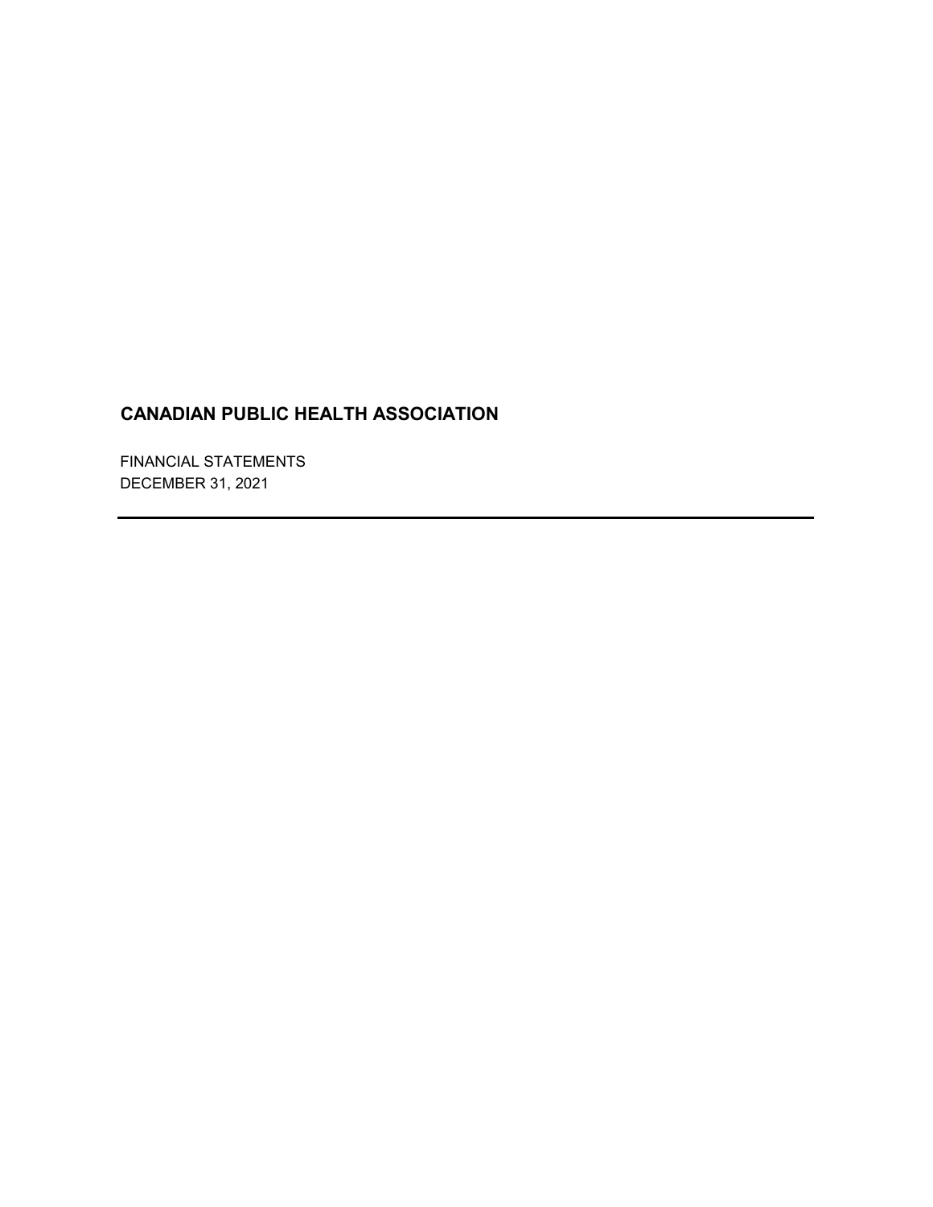# CANADIAN PUBLIC HEALTH ASSOCIATION

FINANCIAL STATEMENTS
DECEMBER 31, 2021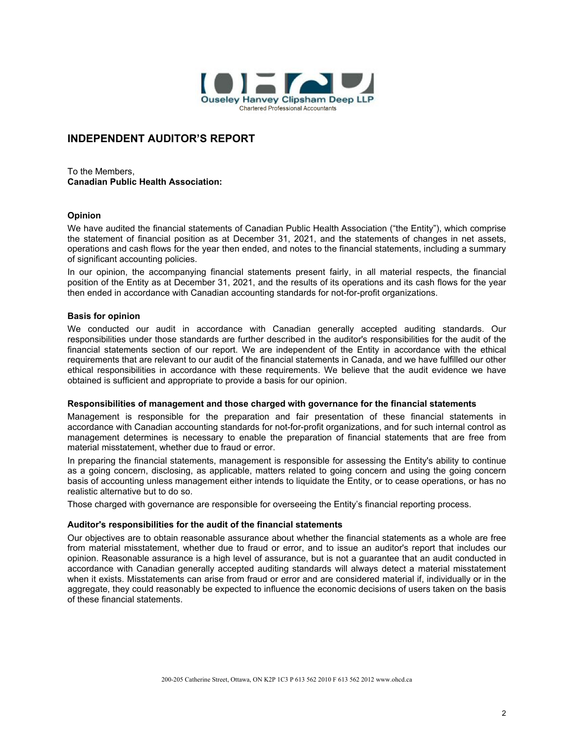Ouseley Hanvey Clipsham Deep LLP
Chartered Professional Accountants

# INDEPENDENT AUDITOR'S REPORT

To the Members,
**Canadian Public Health Association:**

### Opinion

We have audited the financial statements of Canadian Public Health Association ("the Entity"), which comprise the statement of financial position as at December 31, 2021, and the statements of changes in net assets, operations and cash flows for the year then ended, and notes to the financial statements, including a summary of significant accounting policies.

In our opinion, the accompanying financial statements present fairly, in all material respects, the financial position of the Entity as at December 31, 2021, and the results of its operations and its cash flows for the year then ended in accordance with Canadian accounting standards for not-for-profit organizations.

### Basis for opinion

We conducted our audit in accordance with Canadian generally accepted auditing standards. Our responsibilities under those standards are further described in the auditor's responsibilities for the audit of the financial statements section of our report. We are independent of the Entity in accordance with the ethical requirements that are relevant to our audit of the financial statements in Canada, and we have fulfilled our other ethical responsibilities in accordance with these requirements. We believe that the audit evidence we have obtained is sufficient and appropriate to provide a basis for our opinion.

### Responsibilities of management and those charged with governance for the financial statements

Management is responsible for the preparation and fair presentation of these financial statements in accordance with Canadian accounting standards for not-for-profit organizations, and for such internal control as management determines is necessary to enable the preparation of financial statements that are free from material misstatement, whether due to fraud or error.

In preparing the financial statements, management is responsible for assessing the Entity's ability to continue as a going concern, disclosing, as applicable, matters related to going concern and using the going concern basis of accounting unless management either intends to liquidate the Entity, or to cease operations, or has no realistic alternative but to do so.

Those charged with governance are responsible for overseeing the Entity's financial reporting process.

### Auditor's responsibilities for the audit of the financial statements

Our objectives are to obtain reasonable assurance about whether the financial statements as a whole are free from material misstatement, whether due to fraud or error, and to issue an auditor's report that includes our opinion. Reasonable assurance is a high level of assurance, but is not a guarantee that an audit conducted in accordance with Canadian generally accepted auditing standards will always detect a material misstatement when it exists. Misstatements can arise from fraud or error and are considered material if, individually or in the aggregate, they could reasonably be expected to influence the economic decisions of users taken on the basis of these financial statements.

200-205 Catherine Street, Ottawa, ON K2P 1C3 P 613 562 2010 F 613 562 2012 www.ohcd.ca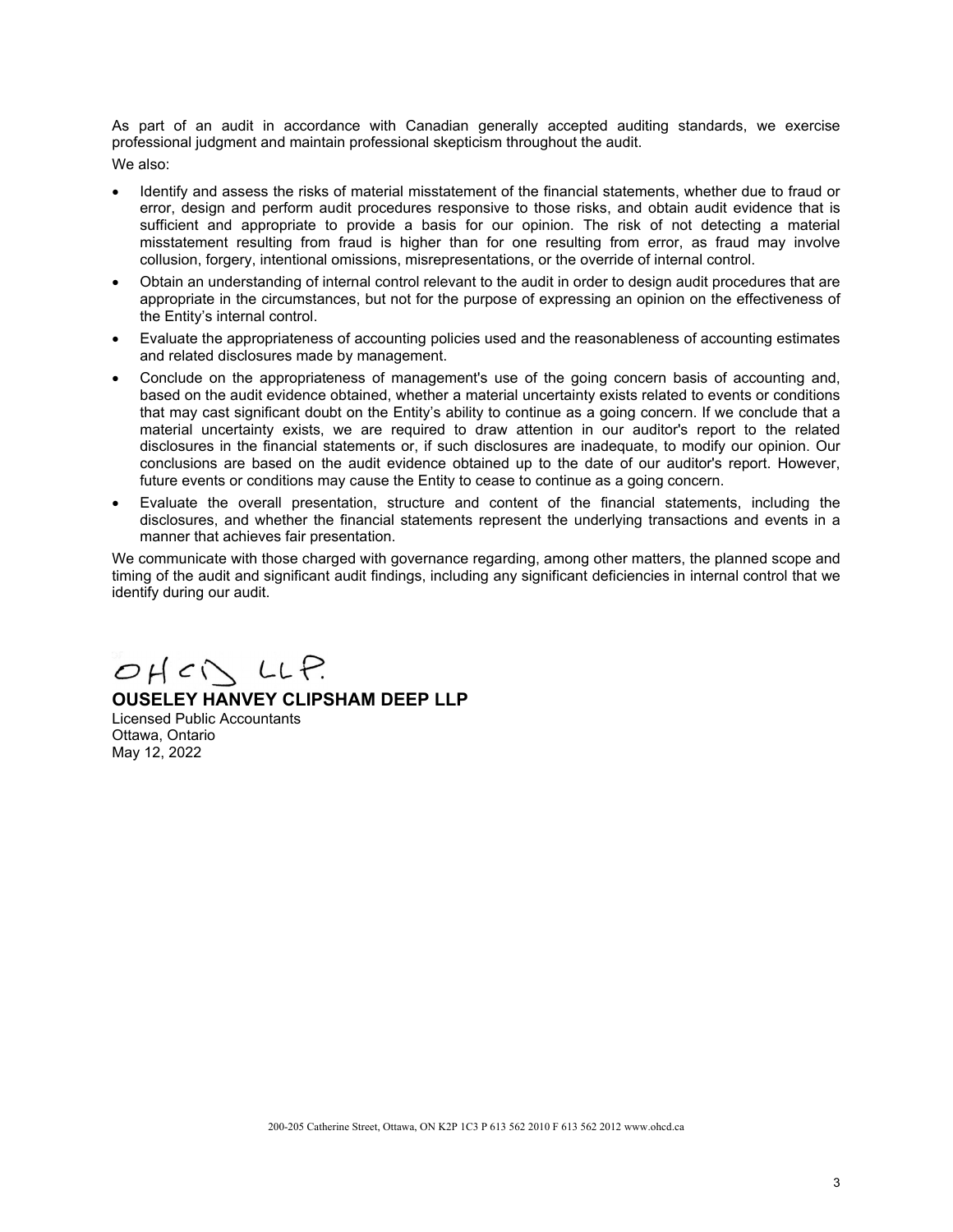As part of an audit in accordance with Canadian generally accepted auditing standards, we exercise professional judgment and maintain professional skepticism throughout the audit.

We also:

- Identify and assess the risks of material misstatement of the financial statements, whether due to fraud or error, design and perform audit procedures responsive to those risks, and obtain audit evidence that is sufficient and appropriate to provide a basis for our opinion. The risk of not detecting a material misstatement resulting from fraud is higher than for one resulting from error, as fraud may involve collusion, forgery, intentional omissions, misrepresentations, or the override of internal control.
- Obtain an understanding of internal control relevant to the audit in order to design audit procedures that are appropriate in the circumstances, but not for the purpose of expressing an opinion on the effectiveness of the Entity's internal control.
- Evaluate the appropriateness of accounting policies used and the reasonableness of accounting estimates and related disclosures made by management.
- Conclude on the appropriateness of management's use of the going concern basis of accounting and, based on the audit evidence obtained, whether a material uncertainty exists related to events or conditions that may cast significant doubt on the Entity's ability to continue as a going concern. If we conclude that a material uncertainty exists, we are required to draw attention in our auditor's report to the related disclosures in the financial statements or, if such disclosures are inadequate, to modify our opinion. Our conclusions are based on the audit evidence obtained up to the date of our auditor's report. However, future events or conditions may cause the Entity to cease to continue as a going concern.
- Evaluate the overall presentation, structure and content of the financial statements, including the disclosures, and whether the financial statements represent the underlying transactions and events in a manner that achieves fair presentation.

We communicate with those charged with governance regarding, among other matters, the planned scope and timing of the audit and significant audit findings, including any significant deficiencies in internal control that we identify during our audit.

OHCD LLP.

**OUSELEY HANVEY CLIPSHAM DEEP LLP**
Licensed Public Accountants
Ottawa, Ontario
May 12, 2022

200-205 Catherine Street, Ottawa, ON K2P 1C3 P 613 562 2010 F 613 562 2012 www.ohcd.ca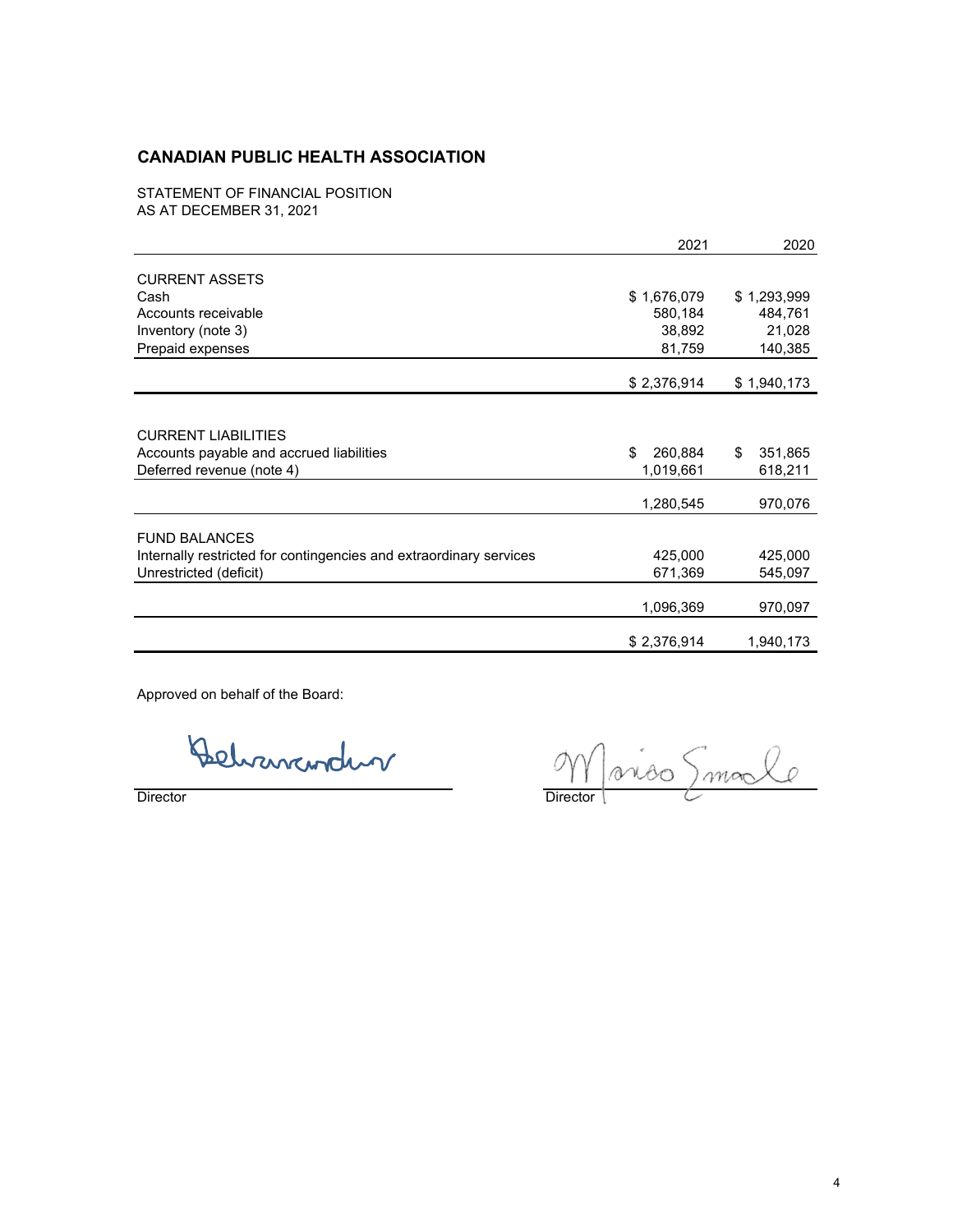# CANADIAN PUBLIC HEALTH ASSOCIATION

STATEMENT OF FINANCIAL POSITION
AS AT DECEMBER 31, 2021

| | 2021 | 2020 |
|---|---|---|
| CURRENT ASSETS | | |
| Cash | $ 1,676,079 | $ 1,293,999 |
| Accounts receivable | 580,184 | 484,761 |
| Inventory (note 3) | 38,892 | 21,028 |
| Prepaid expenses | 81,759 | 140,385 |
| | $ 2,376,914 | $ 1,940,173 |
| | | |
| CURRENT LIABILITIES | | |
| Accounts payable and accrued liabilities | $ 260,884 | $ 351,865 |
| Deferred revenue (note 4) | 1,019,661 | 618,211 |
| | 1,280,545 | 970,076 |
| FUND BALANCES | | |
| Internally restricted for contingencies and extraordinary services | 425,000 | 425,000 |
| Unrestricted (deficit) | 671,369 | 545,097 |
| | 1,096,369 | 970,097 |
| | $ 2,376,914 | 1,940,173 |

Approved on behalf of the Board:

Director

Director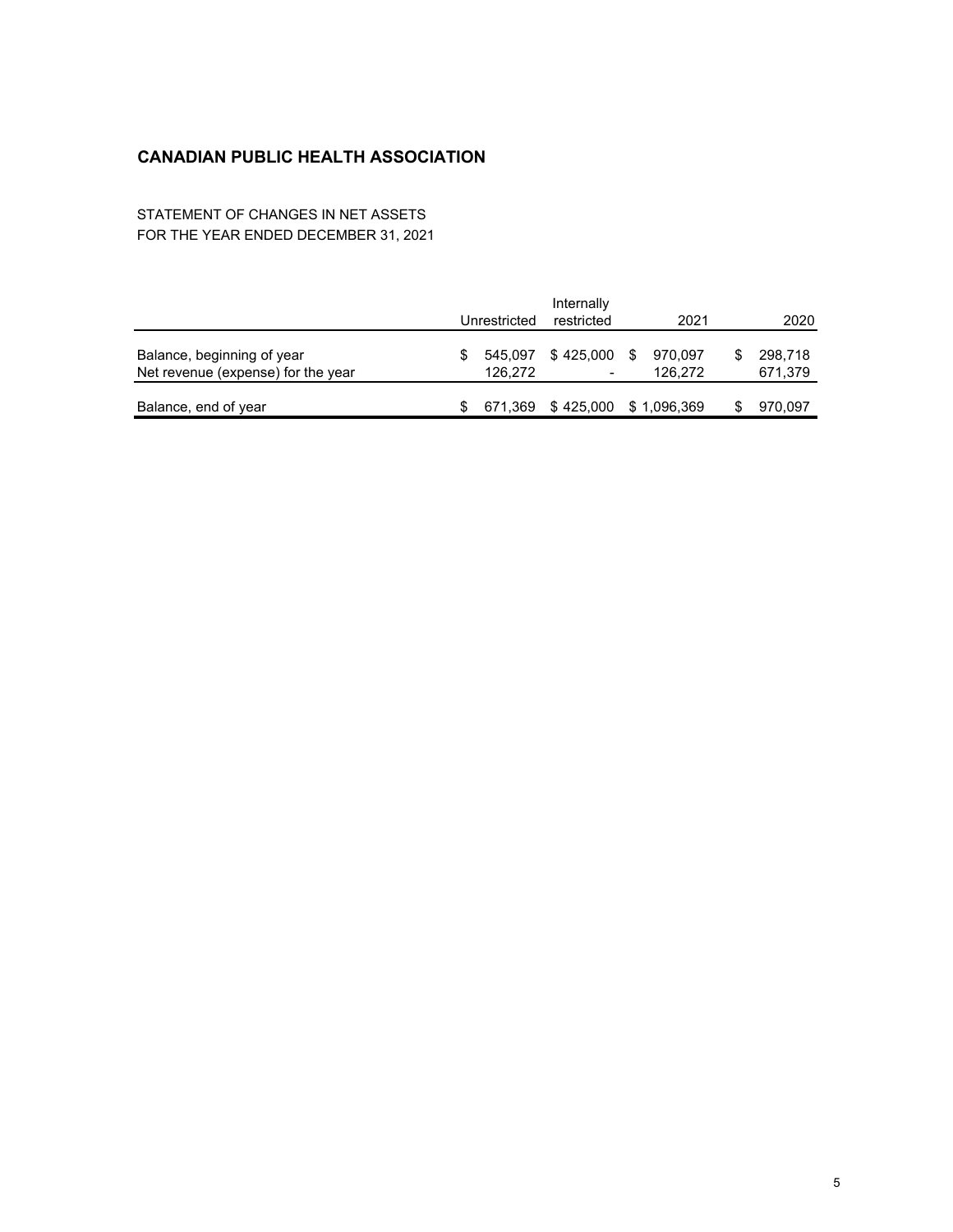## CANADIAN PUBLIC HEALTH ASSOCIATION

STATEMENT OF CHANGES IN NET ASSETS
FOR THE YEAR ENDED DECEMBER 31, 2021

| | Unrestricted | Internally restricted | 2021 | 2020 |
|---|---|---|---|---|
| Balance, beginning of year | $ 545,097 | $ 425,000 | $ 970,097 | $ 298,718 |
| Net revenue (expense) for the year | 126,272 | - | 126,272 | 671,379 |
| Balance, end of year | $ 671,369 | $ 425,000 | $ 1,096,369 | $ 970,097 |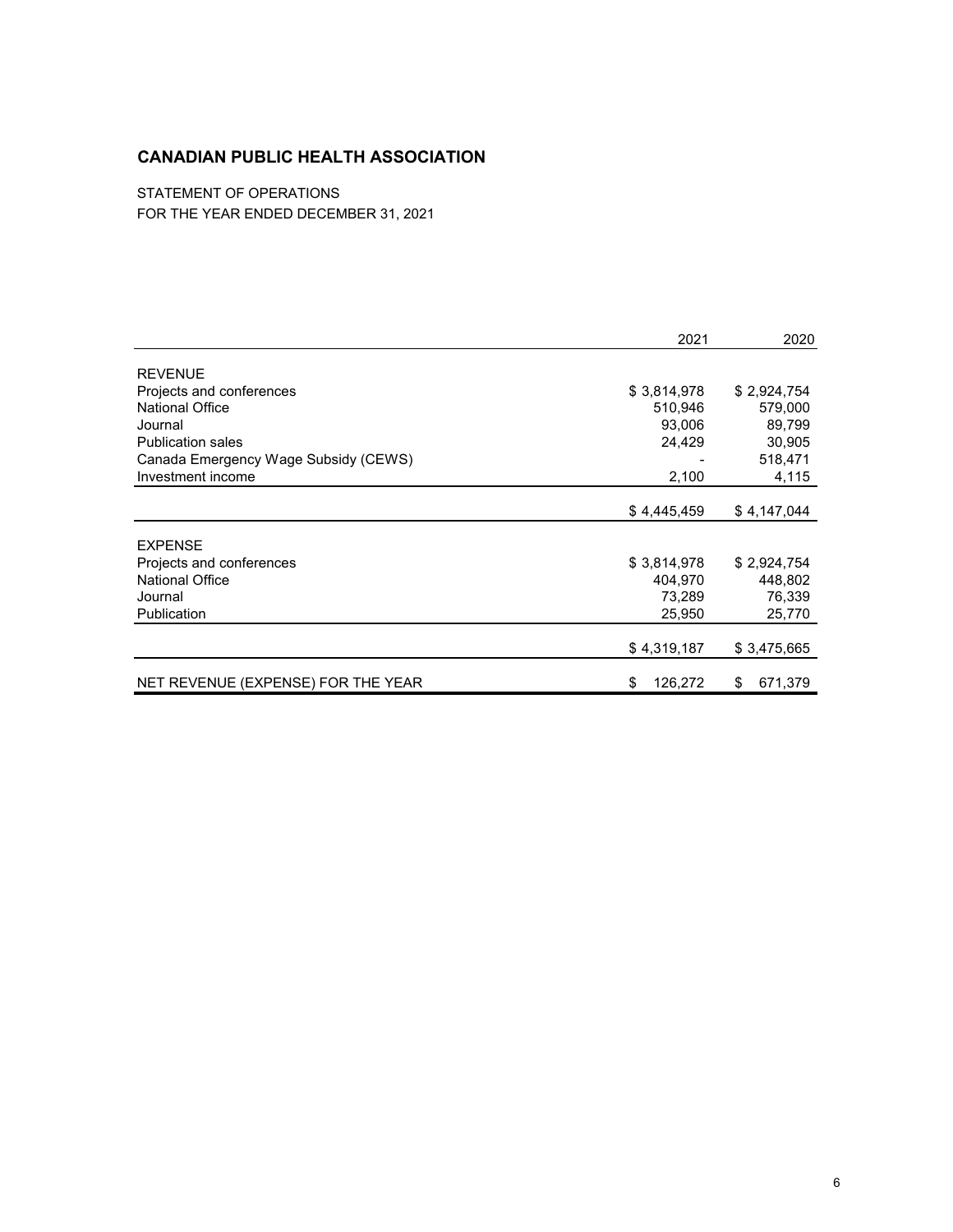# CANADIAN PUBLIC HEALTH ASSOCIATION

STATEMENT OF OPERATIONS
FOR THE YEAR ENDED DECEMBER 31, 2021

| | 2021 | 2020 |
|---|---:|---:|
| **REVENUE** | | |
| Projects and conferences | $ 3,814,978 | $ 2,924,754 |
| National Office | 510,946 | 579,000 |
| Journal | 93,006 | 89,799 |
| Publication sales | 24,429 | 30,905 |
| Canada Emergency Wage Subsidy (CEWS) | - | 518,471 |
| Investment income | 2,100 | 4,115 |
| | $ 4,445,459 | $ 4,147,044 |
| **EXPENSE** | | |
| Projects and conferences | $ 3,814,978 | $ 2,924,754 |
| National Office | 404,970 | 448,802 |
| Journal | 73,289 | 76,339 |
| Publication | 25,950 | 25,770 |
| | $ 4,319,187 | $ 3,475,665 |
| NET REVENUE (EXPENSE) FOR THE YEAR | $ 126,272 | $ 671,379 |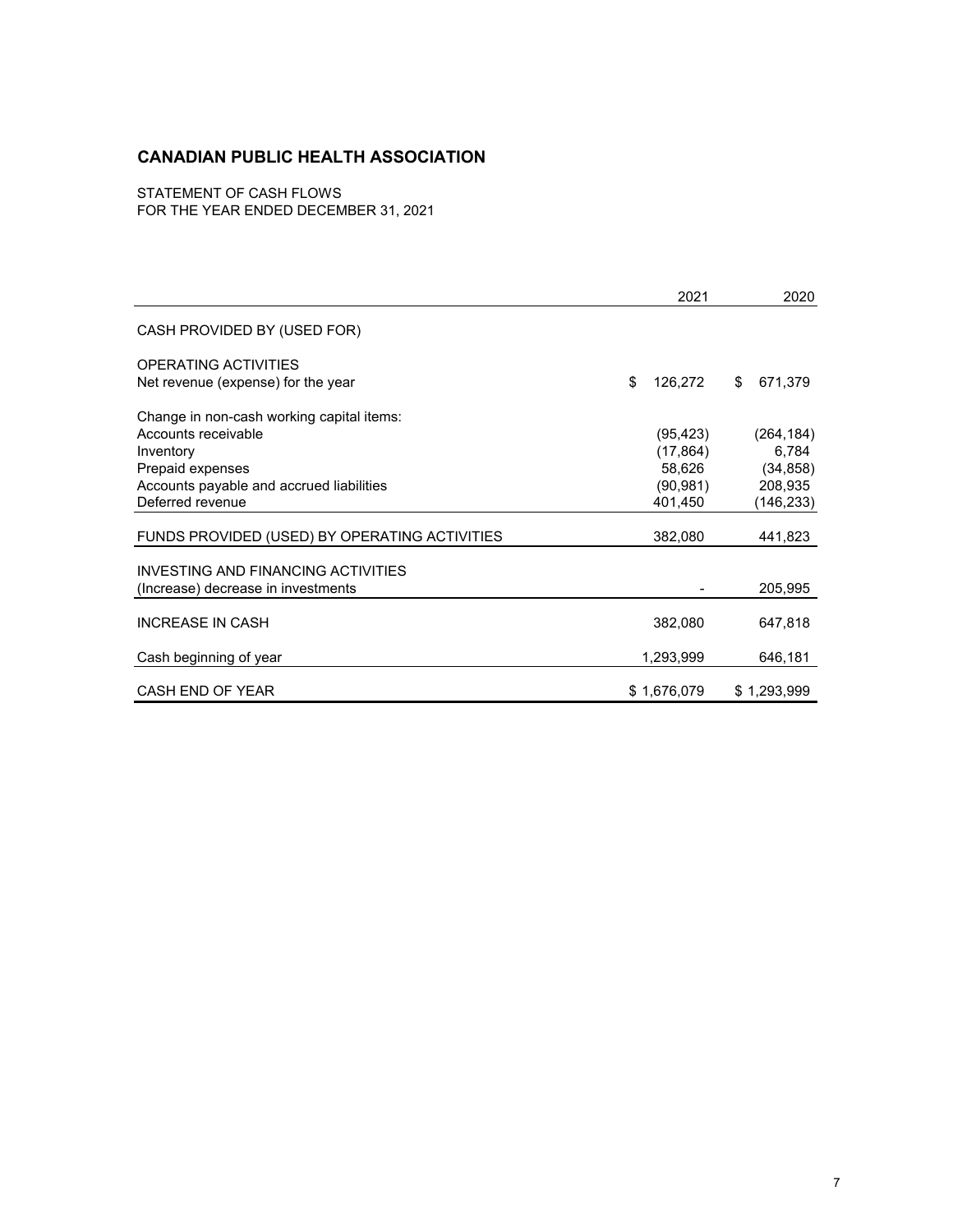## CANADIAN PUBLIC HEALTH ASSOCIATION

STATEMENT OF CASH FLOWS
FOR THE YEAR ENDED DECEMBER 31, 2021

| | 2021 | 2020 |
|---|---|---|
| CASH PROVIDED BY (USED FOR) | | |
| OPERATING ACTIVITIES | | |
| Net revenue (expense) for the year | $ 126,272 | $ 671,379 |
| Change in non-cash working capital items: | | |
| Accounts receivable | (95,423) | (264,184) |
| Inventory | (17,864) | 6,784 |
| Prepaid expenses | 58,626 | (34,858) |
| Accounts payable and accrued liabilities | (90,981) | 208,935 |
| Deferred revenue | 401,450 | (146,233) |
| FUNDS PROVIDED (USED) BY OPERATING ACTIVITIES | 382,080 | 441,823 |
| INVESTING AND FINANCING ACTIVITIES | | |
| (Increase) decrease in investments | - | 205,995 |
| INCREASE IN CASH | 382,080 | 647,818 |
| Cash beginning of year | 1,293,999 | 646,181 |
| CASH END OF YEAR | $ 1,676,079 | $ 1,293,999 |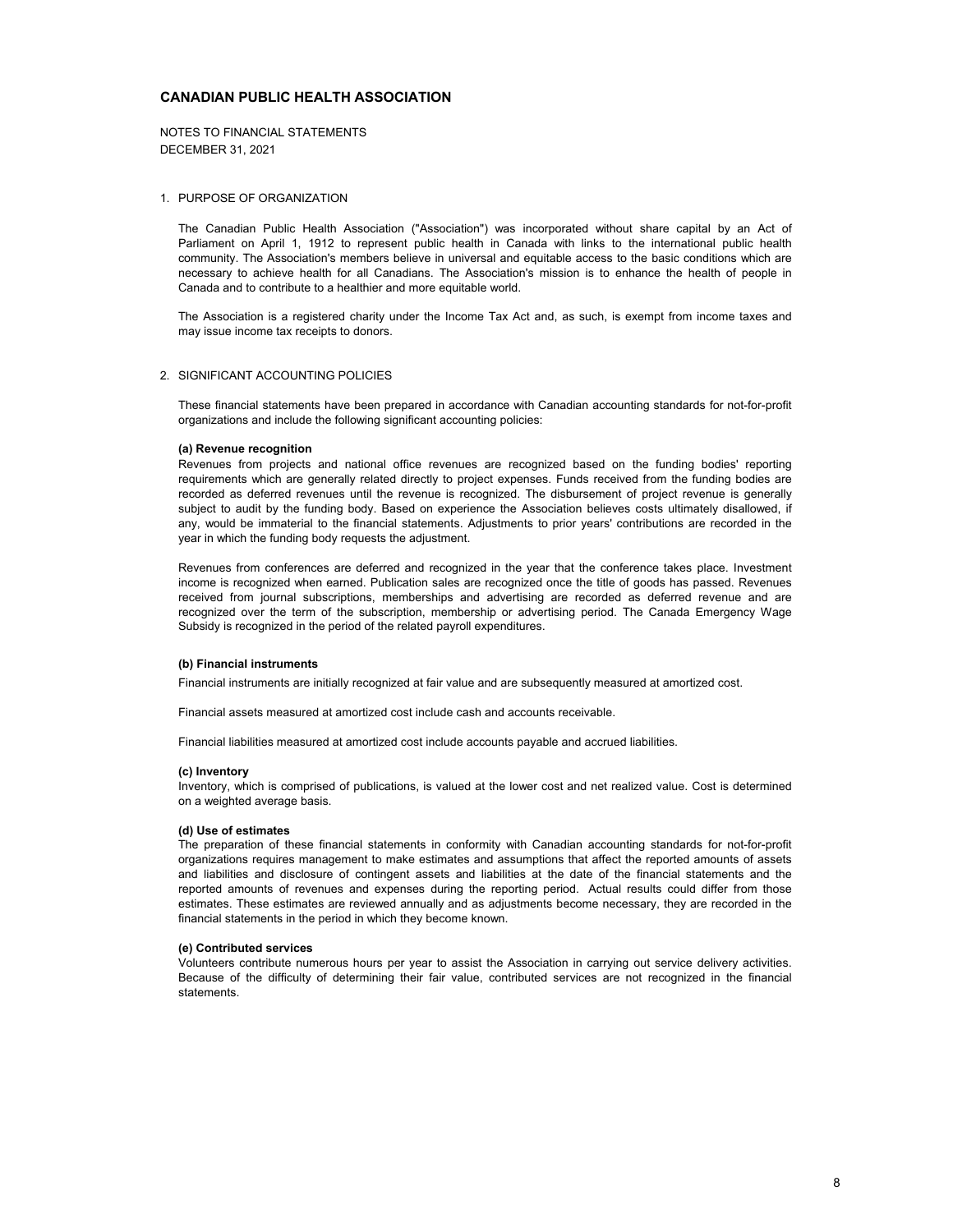# CANADIAN PUBLIC HEALTH ASSOCIATION

NOTES TO FINANCIAL STATEMENTS
DECEMBER 31, 2021

## 1. PURPOSE OF ORGANIZATION

The Canadian Public Health Association ("Association") was incorporated without share capital by an Act of Parliament on April 1, 1912 to represent public health in Canada with links to the international public health community. The Association's members believe in universal and equitable access to the basic conditions which are necessary to achieve health for all Canadians. The Association's mission is to enhance the health of people in Canada and to contribute to a healthier and more equitable world.

The Association is a registered charity under the Income Tax Act and, as such, is exempt from income taxes and may issue income tax receipts to donors.

## 2. SIGNIFICANT ACCOUNTING POLICIES

These financial statements have been prepared in accordance with Canadian accounting standards for not-for-profit organizations and include the following significant accounting policies:

**(a) Revenue recognition**

Revenues from projects and national office revenues are recognized based on the funding bodies' reporting requirements which are generally related directly to project expenses. Funds received from the funding bodies are recorded as deferred revenues until the revenue is recognized. The disbursement of project revenue is generally subject to audit by the funding body. Based on experience the Association believes costs ultimately disallowed, if any, would be immaterial to the financial statements. Adjustments to prior years' contributions are recorded in the year in which the funding body requests the adjustment.

Revenues from conferences are deferred and recognized in the year that the conference takes place. Investment income is recognized when earned. Publication sales are recognized once the title of goods has passed. Revenues received from journal subscriptions, memberships and advertising are recorded as deferred revenue and are recognized over the term of the subscription, membership or advertising period. The Canada Emergency Wage Subsidy is recognized in the period of the related payroll expenditures.

**(b) Financial instruments**

Financial instruments are initially recognized at fair value and are subsequently measured at amortized cost.

Financial assets measured at amortized cost include cash and accounts receivable.

Financial liabilities measured at amortized cost include accounts payable and accrued liabilities.

**(c) Inventory**

Inventory, which is comprised of publications, is valued at the lower cost and net realized value. Cost is determined on a weighted average basis.

**(d) Use of estimates**

The preparation of these financial statements in conformity with Canadian accounting standards for not-for-profit organizations requires management to make estimates and assumptions that affect the reported amounts of assets and liabilities and disclosure of contingent assets and liabilities at the date of the financial statements and the reported amounts of revenues and expenses during the reporting period. Actual results could differ from those estimates. These estimates are reviewed annually and as adjustments become necessary, they are recorded in the financial statements in the period in which they become known.

**(e) Contributed services**

Volunteers contribute numerous hours per year to assist the Association in carrying out service delivery activities. Because of the difficulty of determining their fair value, contributed services are not recognized in the financial statements.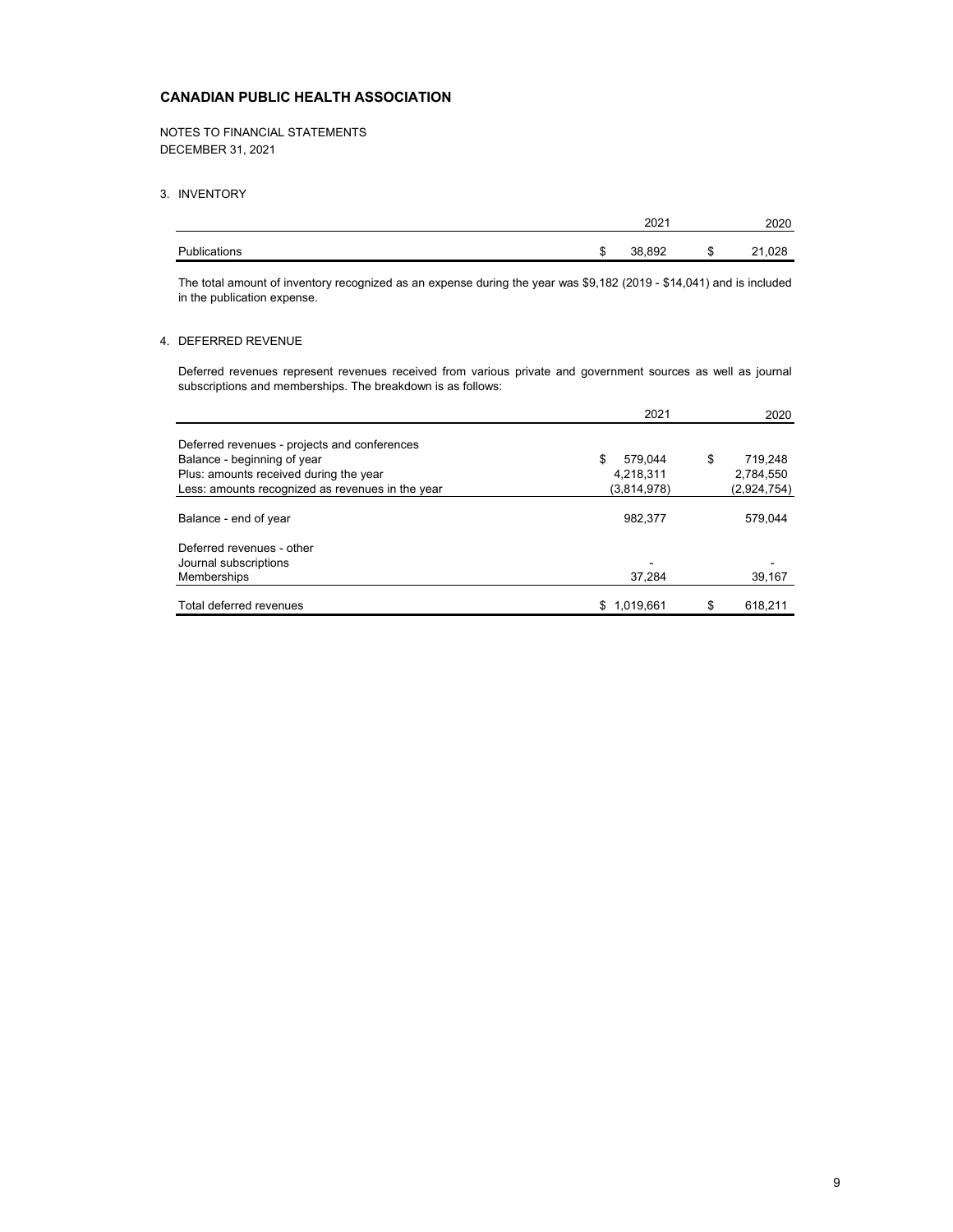**CANADIAN PUBLIC HEALTH ASSOCIATION**

NOTES TO FINANCIAL STATEMENTS
DECEMBER 31, 2021

3. INVENTORY

| | 2021 | 2020 |
|---|---|---|
| Publications | $ 38,892 | $ 21,028 |

The total amount of inventory recognized as an expense during the year was $9,182 (2019 - $14,041) and is included in the publication expense.

4. DEFERRED REVENUE

Deferred revenues represent revenues received from various private and government sources as well as journal subscriptions and memberships. The breakdown is as follows:

| | 2021 | 2020 |
|---|---|---|
| Deferred revenues - projects and conferences | | |
| Balance - beginning of year | $ 579,044 | $ 719,248 |
| Plus: amounts received during the year | 4,218,311 | 2,784,550 |
| Less: amounts recognized as revenues in the year | (3,814,978) | (2,924,754) |
| Balance - end of year | 982,377 | 579,044 |
| Deferred revenues - other | | |
| Journal subscriptions | - | - |
| Memberships | 37,284 | 39,167 |
| Total deferred revenues | $ 1,019,661 | $ 618,211 |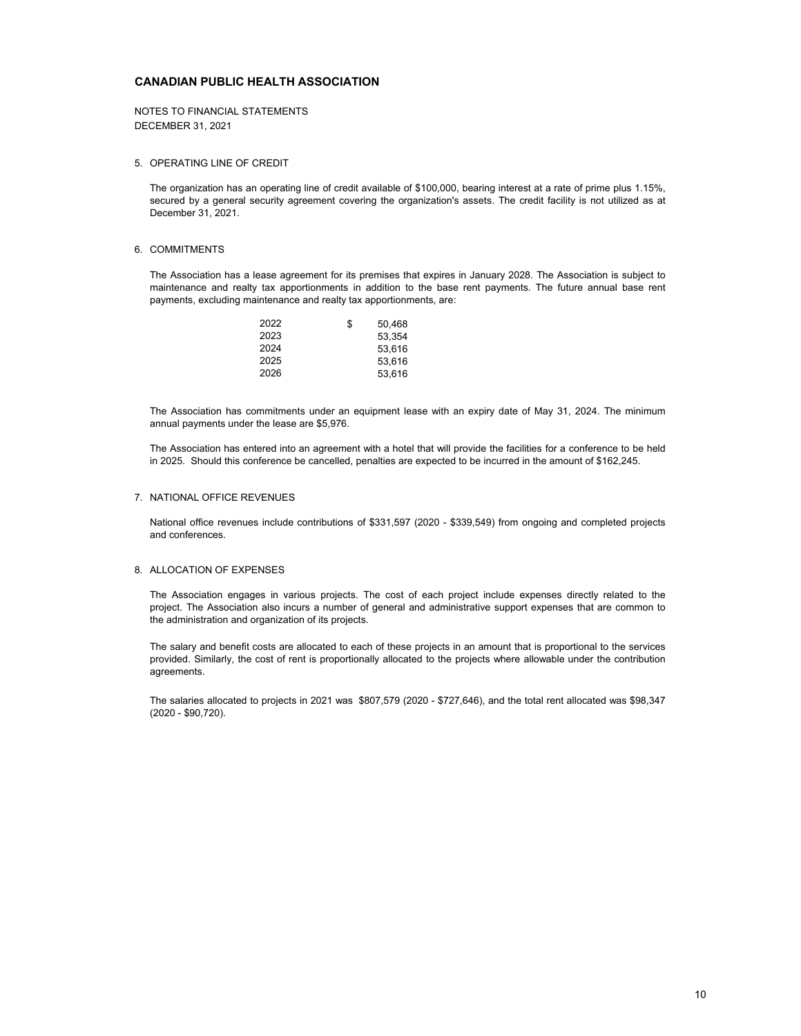# CANADIAN PUBLIC HEALTH ASSOCIATION

NOTES TO FINANCIAL STATEMENTS
DECEMBER 31, 2021

## 5. OPERATING LINE OF CREDIT

The organization has an operating line of credit available of $100,000, bearing interest at a rate of prime plus 1.15%, secured by a general security agreement covering the organization's assets. The credit facility is not utilized as at December 31, 2021.

## 6. COMMITMENTS

The Association has a lease agreement for its premises that expires in January 2028. The Association is subject to maintenance and realty tax apportionments in addition to the base rent payments. The future annual base rent payments, excluding maintenance and realty tax apportionments, are:

| | | |
|---|---|---|
| 2022 | $ | 50,468 |
| 2023 | | 53,354 |
| 2024 | | 53,616 |
| 2025 | | 53,616 |
| 2026 | | 53,616 |

The Association has commitments under an equipment lease with an expiry date of May 31, 2024. The minimum annual payments under the lease are $5,976.

The Association has entered into an agreement with a hotel that will provide the facilities for a conference to be held in 2025. Should this conference be cancelled, penalties are expected to be incurred in the amount of $162,245.

## 7. NATIONAL OFFICE REVENUES

National office revenues include contributions of $331,597 (2020 - $339,549) from ongoing and completed projects and conferences.

## 8. ALLOCATION OF EXPENSES

The Association engages in various projects. The cost of each project include expenses directly related to the project. The Association also incurs a number of general and administrative support expenses that are common to the administration and organization of its projects.

The salary and benefit costs are allocated to each of these projects in an amount that is proportional to the services provided. Similarly, the cost of rent is proportionally allocated to the projects where allowable under the contribution agreements.

The salaries allocated to projects in 2021 was $807,579 (2020 - $727,646), and the total rent allocated was $98,347 (2020 - $90,720).